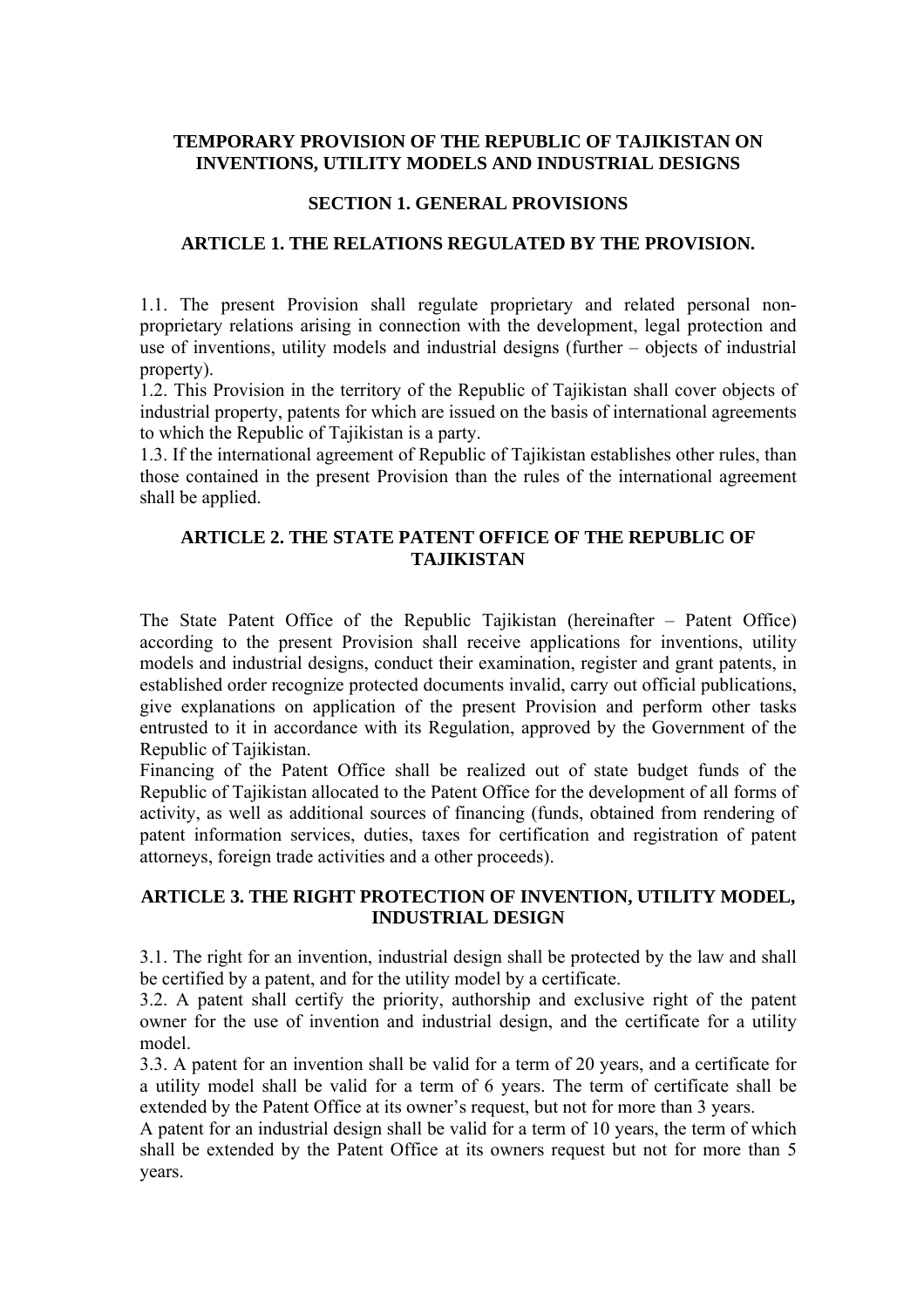# TEMPORARY PROVISION OF THE REPUBLIC OF TAJIKISTAN ON INVENTIONS, UTILITY MODELS AND INDUSTRIAL DESIGNS

## SECTION 1. GENERAL PROVISIONS

### ARTICLE 1. THE RELATIONS REGULATED BY THE PROVISION.

1.1. The present Provision shall regulate proprietary and related personal non-proprietary relations arising in connection with the development, legal protection and use of inventions, utility models and industrial designs (further – objects of industrial property).

1.2. This Provision in the territory of the Republic of Tajikistan shall cover objects of industrial property, patents for which are issued on the basis of international agreements to which the Republic of Tajikistan is a party.

1.3. If the international agreement of Republic of Tajikistan establishes other rules, than those contained in the present Provision than the rules of the international agreement shall be applied.

### ARTICLE 2. THE STATE PATENT OFFICE OF THE REPUBLIC OF TAJIKISTAN

The State Patent Office of the Republic Tajikistan (hereinafter – Patent Office) according to the present Provision shall receive applications for inventions, utility models and industrial designs, conduct their examination, register and grant patents, in established order recognize protected documents invalid, carry out official publications, give explanations on application of the present Provision and perform other tasks entrusted to it in accordance with its Regulation, approved by the Government of the Republic of Tajikistan.

Financing of the Patent Office shall be realized out of state budget funds of the Republic of Tajikistan allocated to the Patent Office for the development of all forms of activity, as well as additional sources of financing (funds, obtained from rendering of patent information services, duties, taxes for certification and registration of patent attorneys, foreign trade activities and a other proceeds).

### ARTICLE 3. THE RIGHT PROTECTION OF INVENTION, UTILITY MODEL, INDUSTRIAL DESIGN

3.1. The right for an invention, industrial design shall be protected by the law and shall be certified by a patent, and for the utility model by a certificate.

3.2. A patent shall certify the priority, authorship and exclusive right of the patent owner for the use of invention and industrial design, and the certificate for a utility model.

3.3. A patent for an invention shall be valid for a term of 20 years, and a certificate for a utility model shall be valid for a term of 6 years. The term of certificate shall be extended by the Patent Office at its owner's request, but not for more than 3 years.

A patent for an industrial design shall be valid for a term of 10 years, the term of which shall be extended by the Patent Office at its owners request but not for more than 5 years.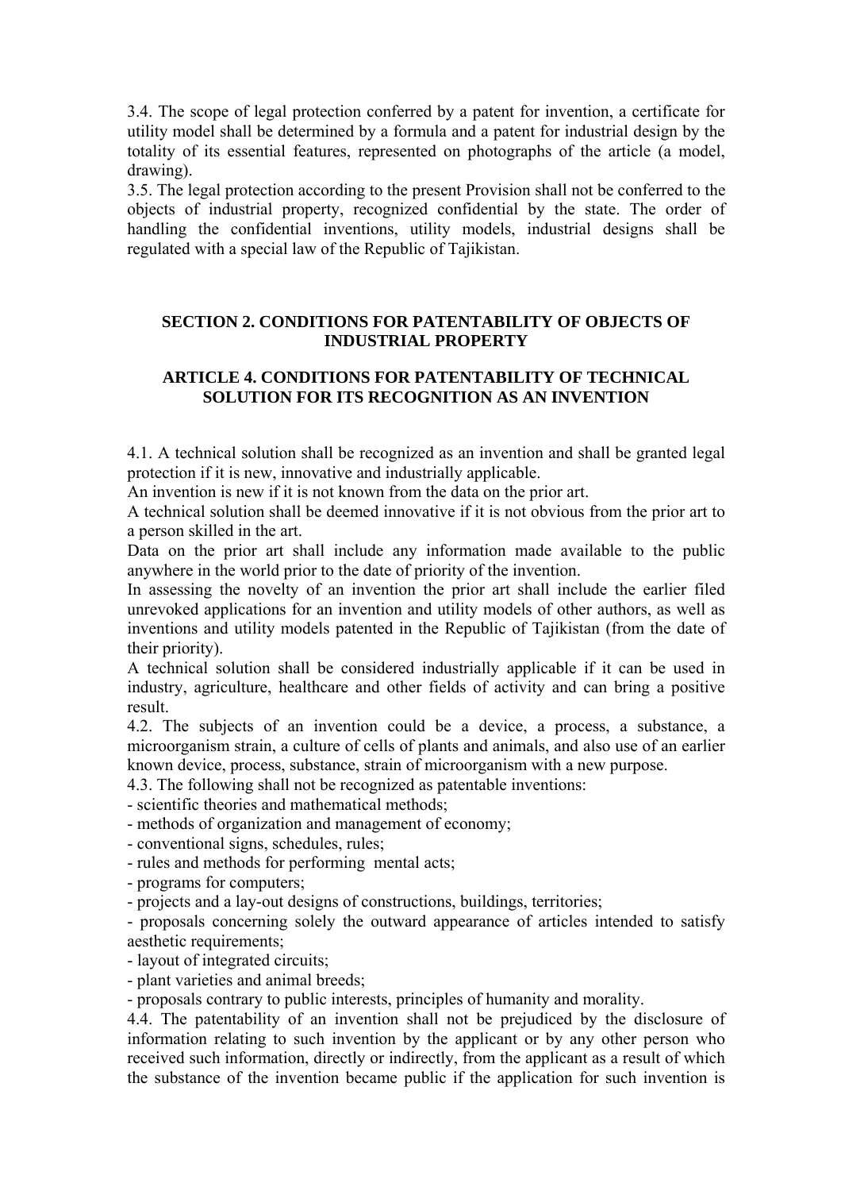3.4. The scope of legal protection conferred by a patent for invention, a certificate for utility model shall be determined by a formula and a patent for industrial design by the totality of its essential features, represented on photographs of the article (a model, drawing).

3.5. The legal protection according to the present Provision shall not be conferred to the objects of industrial property, recognized confidential by the state. The order of handling the confidential inventions, utility models, industrial designs shall be regulated with a special law of the Republic of Tajikistan.

## SECTION 2. CONDITIONS FOR PATENTABILITY OF OBJECTS OF INDUSTRIAL PROPERTY

### ARTICLE 4. CONDITIONS FOR PATENTABILITY OF TECHNICAL SOLUTION FOR ITS RECOGNITION AS AN INVENTION

4.1. A technical solution shall be recognized as an invention and shall be granted legal protection if it is new, innovative and industrially applicable.

An invention is new if it is not known from the data on the prior art.

A technical solution shall be deemed innovative if it is not obvious from the prior art to a person skilled in the art.

Data on the prior art shall include any information made available to the public anywhere in the world prior to the date of priority of the invention.

In assessing the novelty of an invention the prior art shall include the earlier filed unrevoked applications for an invention and utility models of other authors, as well as inventions and utility models patented in the Republic of Tajikistan (from the date of their priority).

A technical solution shall be considered industrially applicable if it can be used in industry, agriculture, healthcare and other fields of activity and can bring a positive result.

4.2. The subjects of an invention could be a device, a process, a substance, a microorganism strain, a culture of cells of plants and animals, and also use of an earlier known device, process, substance, strain of microorganism with a new purpose.

4.3. The following shall not be recognized as patentable inventions:

- scientific theories and mathematical methods;
- methods of organization and management of economy;
- conventional signs, schedules, rules;
- rules and methods for performing mental acts;
- programs for computers;
- projects and a lay-out designs of constructions, buildings, territories;
- proposals concerning solely the outward appearance of articles intended to satisfy aesthetic requirements;
- layout of integrated circuits;
- plant varieties and animal breeds;
- proposals contrary to public interests, principles of humanity and morality.

4.4. The patentability of an invention shall not be prejudiced by the disclosure of information relating to such invention by the applicant or by any other person who received such information, directly or indirectly, from the applicant as a result of which the substance of the invention became public if the application for such invention is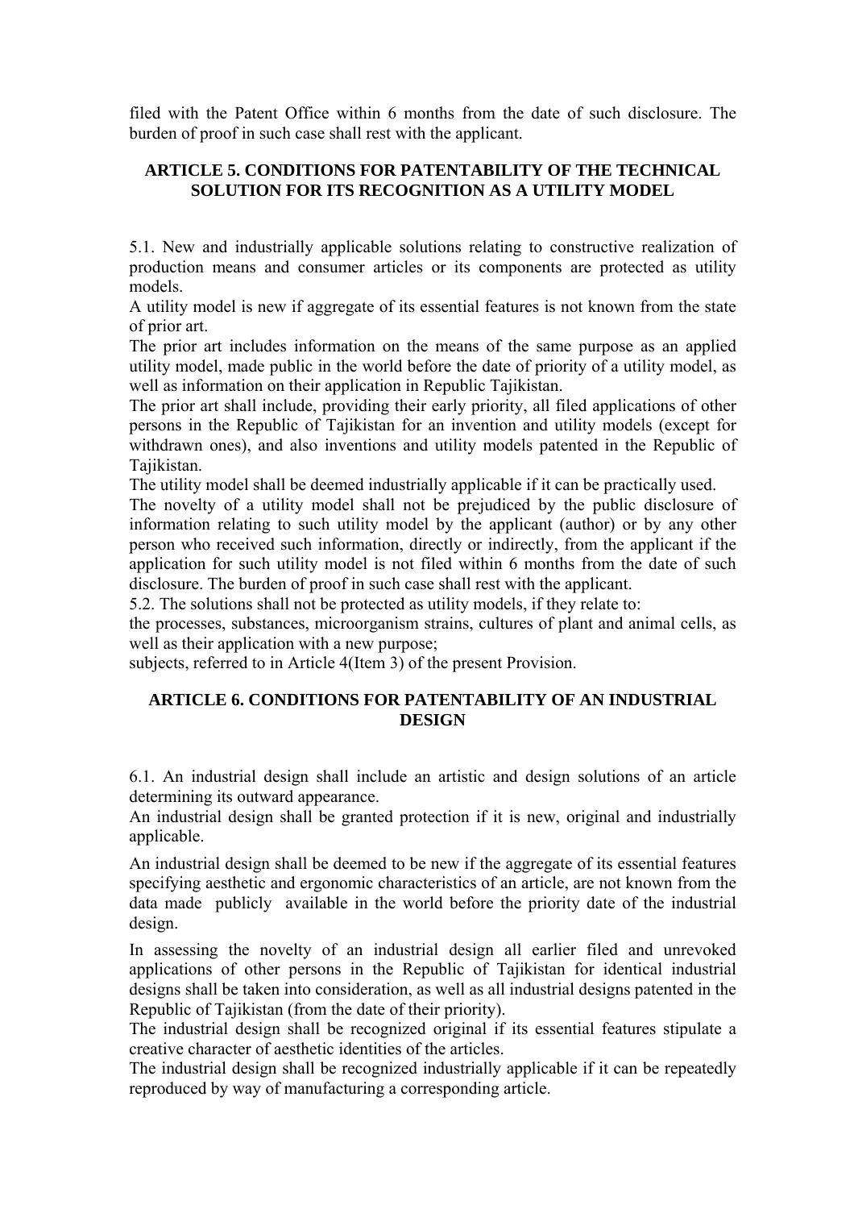filed with the Patent Office within 6 months from the date of such disclosure. The burden of proof in such case shall rest with the applicant.

## ARTICLE 5. CONDITIONS FOR PATENTABILITY OF THE TECHNICAL SOLUTION FOR ITS RECOGNITION AS A UTILITY MODEL

5.1. New and industrially applicable solutions relating to constructive realization of production means and consumer articles or its components are protected as utility models.

A utility model is new if aggregate of its essential features is not known from the state of prior art.

The prior art includes information on the means of the same purpose as an applied utility model, made public in the world before the date of priority of a utility model, as well as information on their application in Republic Tajikistan.

The prior art shall include, providing their early priority, all filed applications of other persons in the Republic of Tajikistan for an invention and utility models (except for withdrawn ones), and also inventions and utility models patented in the Republic of Tajikistan.

The utility model shall be deemed industrially applicable if it can be practically used.

The novelty of a utility model shall not be prejudiced by the public disclosure of information relating to such utility model by the applicant (author) or by any other person who received such information, directly or indirectly, from the applicant if the application for such utility model is not filed within 6 months from the date of such disclosure. The burden of proof in such case shall rest with the applicant.

5.2. The solutions shall not be protected as utility models, if they relate to:

the processes, substances, microorganism strains, cultures of plant and animal cells, as well as their application with a new purpose;

subjects, referred to in Article 4(Item 3) of the present Provision.

## ARTICLE 6. CONDITIONS FOR PATENTABILITY OF AN INDUSTRIAL DESIGN

6.1. An industrial design shall include an artistic and design solutions of an article determining its outward appearance.

An industrial design shall be granted protection if it is new, original and industrially applicable.

An industrial design shall be deemed to be new if the aggregate of its essential features specifying aesthetic and ergonomic characteristics of an article, are not known from the data made publicly available in the world before the priority date of the industrial design.

In assessing the novelty of an industrial design all earlier filed and unrevoked applications of other persons in the Republic of Tajikistan for identical industrial designs shall be taken into consideration, as well as all industrial designs patented in the Republic of Tajikistan (from the date of their priority).

The industrial design shall be recognized original if its essential features stipulate a creative character of aesthetic identities of the articles.

The industrial design shall be recognized industrially applicable if it can be repeatedly reproduced by way of manufacturing a corresponding article.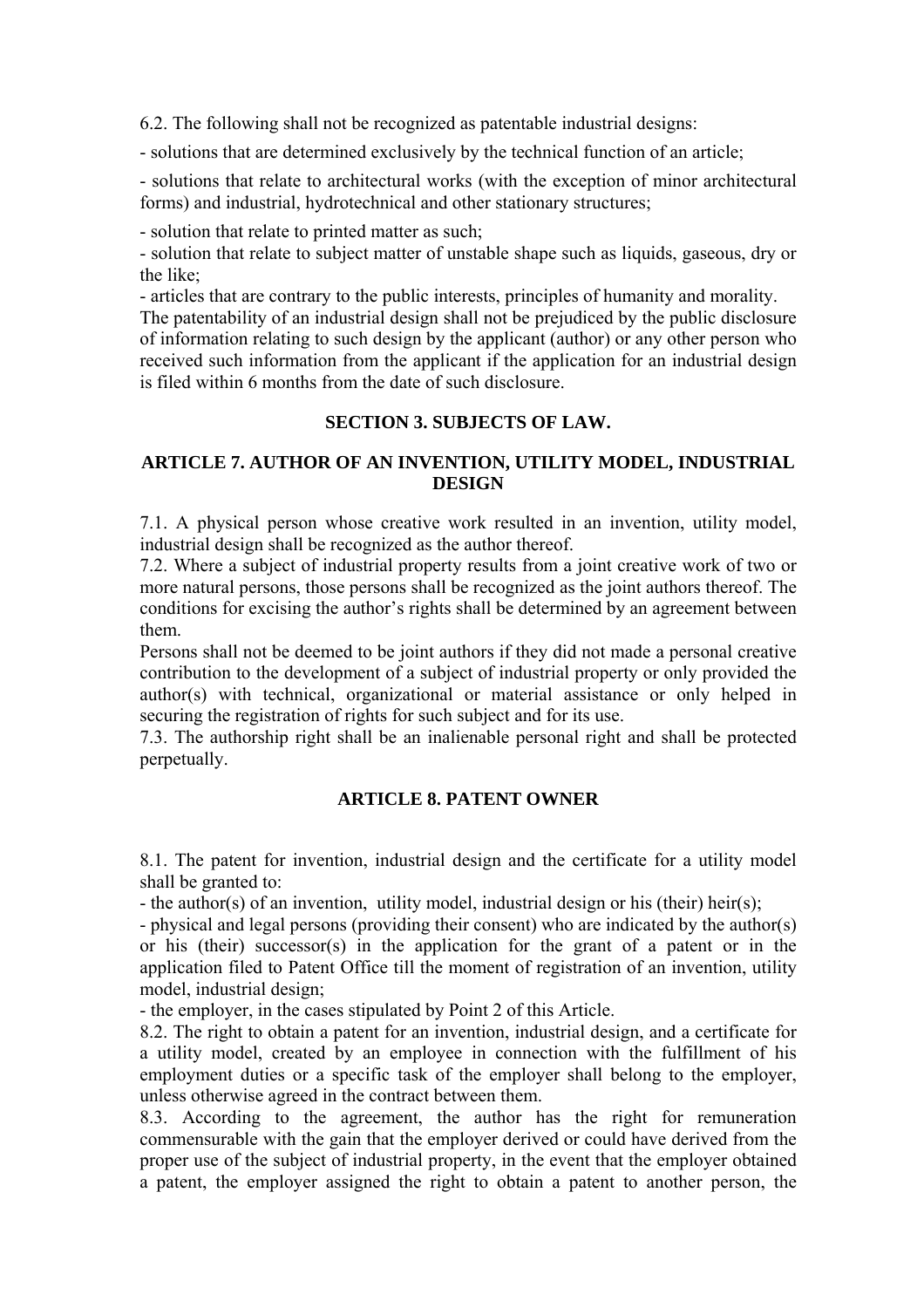6.2. The following shall not be recognized as patentable industrial designs:

- solutions that are determined exclusively by the technical function of an article;
- solutions that relate to architectural works (with the exception of minor architectural forms) and industrial, hydrotechnical and other stationary structures;
- solution that relate to printed matter as such;
- solution that relate to subject matter of unstable shape such as liquids, gaseous, dry or the like;
- articles that are contrary to the public interests, principles of humanity and morality.

The patentability of an industrial design shall not be prejudiced by the public disclosure of information relating to such design by the applicant (author) or any other person who received such information from the applicant if the application for an industrial design is filed within 6 months from the date of such disclosure.

## SECTION 3. SUBJECTS OF LAW.

### ARTICLE 7. AUTHOR OF AN INVENTION, UTILITY MODEL, INDUSTRIAL DESIGN

7.1. A physical person whose creative work resulted in an invention, utility model, industrial design shall be recognized as the author thereof.

7.2. Where a subject of industrial property results from a joint creative work of two or more natural persons, those persons shall be recognized as the joint authors thereof. The conditions for excising the author's rights shall be determined by an agreement between them.

Persons shall not be deemed to be joint authors if they did not made a personal creative contribution to the development of a subject of industrial property or only provided the author(s) with technical, organizational or material assistance or only helped in securing the registration of rights for such subject and for its use.

7.3. The authorship right shall be an inalienable personal right and shall be protected perpetually.

### ARTICLE 8. PATENT OWNER

8.1. The patent for invention, industrial design and the certificate for a utility model shall be granted to:

- the author(s) of an invention, utility model, industrial design or his (their) heir(s);
- physical and legal persons (providing their consent) who are indicated by the author(s) or his (their) successor(s) in the application for the grant of a patent or in the application filed to Patent Office till the moment of registration of an invention, utility model, industrial design;
- the employer, in the cases stipulated by Point 2 of this Article.

8.2. The right to obtain a patent for an invention, industrial design, and a certificate for a utility model, created by an employee in connection with the fulfillment of his employment duties or a specific task of the employer shall belong to the employer, unless otherwise agreed in the contract between them.

8.3. According to the agreement, the author has the right for remuneration commensurable with the gain that the employer derived or could have derived from the proper use of the subject of industrial property, in the event that the employer obtained a patent, the employer assigned the right to obtain a patent to another person, the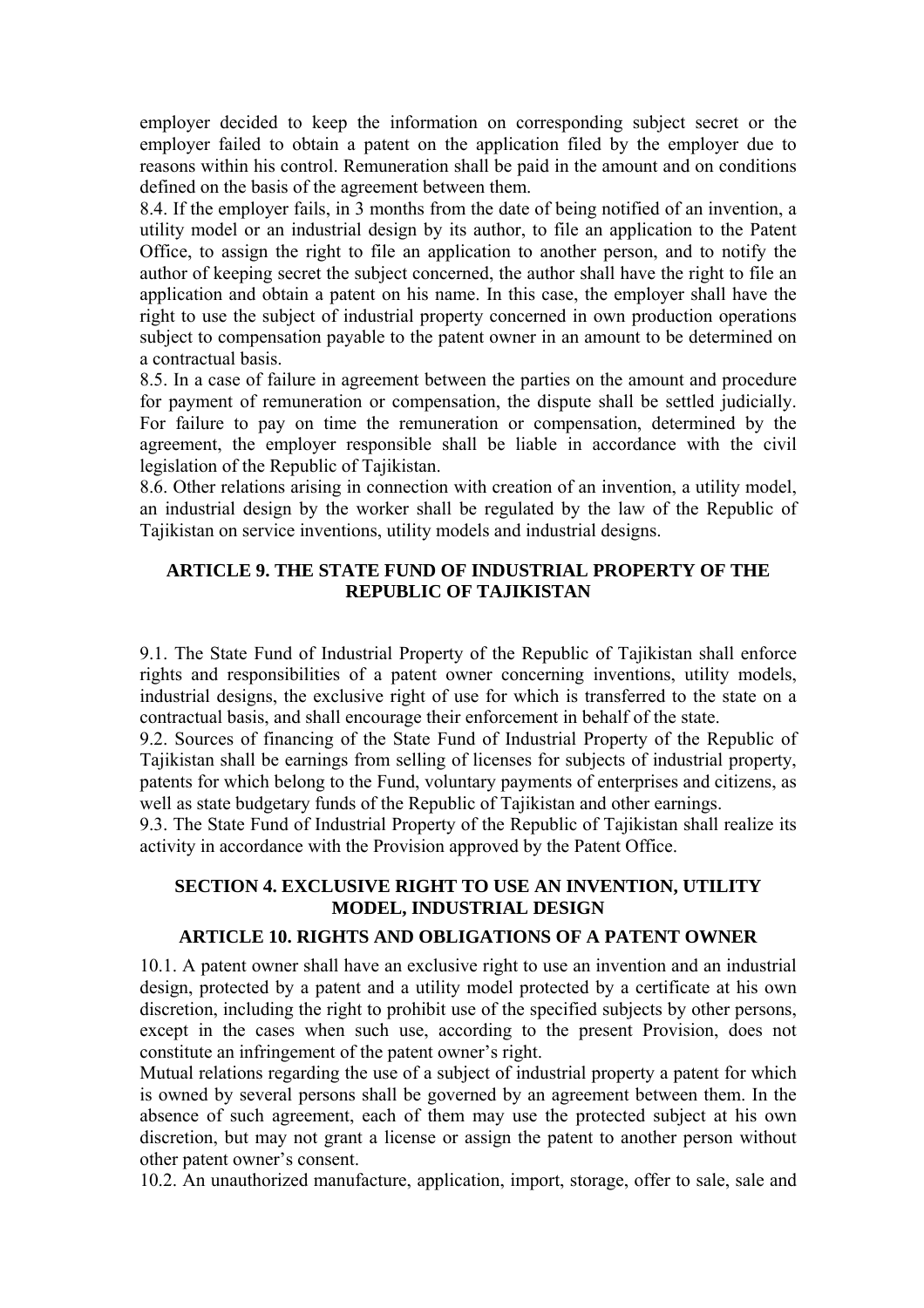employer decided to keep the information on corresponding subject secret or the employer failed to obtain a patent on the application filed by the employer due to reasons within his control. Remuneration shall be paid in the amount and on conditions defined on the basis of the agreement between them.

8.4. If the employer fails, in 3 months from the date of being notified of an invention, a utility model or an industrial design by its author, to file an application to the Patent Office, to assign the right to file an application to another person, and to notify the author of keeping secret the subject concerned, the author shall have the right to file an application and obtain a patent on his name. In this case, the employer shall have the right to use the subject of industrial property concerned in own production operations subject to compensation payable to the patent owner in an amount to be determined on a contractual basis.

8.5. In a case of failure in agreement between the parties on the amount and procedure for payment of remuneration or compensation, the dispute shall be settled judicially. For failure to pay on time the remuneration or compensation, determined by the agreement, the employer responsible shall be liable in accordance with the civil legislation of the Republic of Tajikistan.

8.6. Other relations arising in connection with creation of an invention, a utility model, an industrial design by the worker shall be regulated by the law of the Republic of Tajikistan on service inventions, utility models and industrial designs.

### ARTICLE 9. THE STATE FUND OF INDUSTRIAL PROPERTY OF THE REPUBLIC OF TAJIKISTAN

9.1. The State Fund of Industrial Property of the Republic of Tajikistan shall enforce rights and responsibilities of a patent owner concerning inventions, utility models, industrial designs, the exclusive right of use for which is transferred to the state on a contractual basis, and shall encourage their enforcement in behalf of the state.

9.2. Sources of financing of the State Fund of Industrial Property of the Republic of Tajikistan shall be earnings from selling of licenses for subjects of industrial property, patents for which belong to the Fund, voluntary payments of enterprises and citizens, as well as state budgetary funds of the Republic of Tajikistan and other earnings.

9.3. The State Fund of Industrial Property of the Republic of Tajikistan shall realize its activity in accordance with the Provision approved by the Patent Office.

## SECTION 4. EXCLUSIVE RIGHT TO USE AN INVENTION, UTILITY MODEL, INDUSTRIAL DESIGN

### ARTICLE 10. RIGHTS AND OBLIGATIONS OF A PATENT OWNER

10.1. A patent owner shall have an exclusive right to use an invention and an industrial design, protected by a patent and a utility model protected by a certificate at his own discretion, including the right to prohibit use of the specified subjects by other persons, except in the cases when such use, according to the present Provision, does not constitute an infringement of the patent owner's right.

Mutual relations regarding the use of a subject of industrial property a patent for which is owned by several persons shall be governed by an agreement between them. In the absence of such agreement, each of them may use the protected subject at his own discretion, but may not grant a license or assign the patent to another person without other patent owner's consent.

10.2. An unauthorized manufacture, application, import, storage, offer to sale, sale and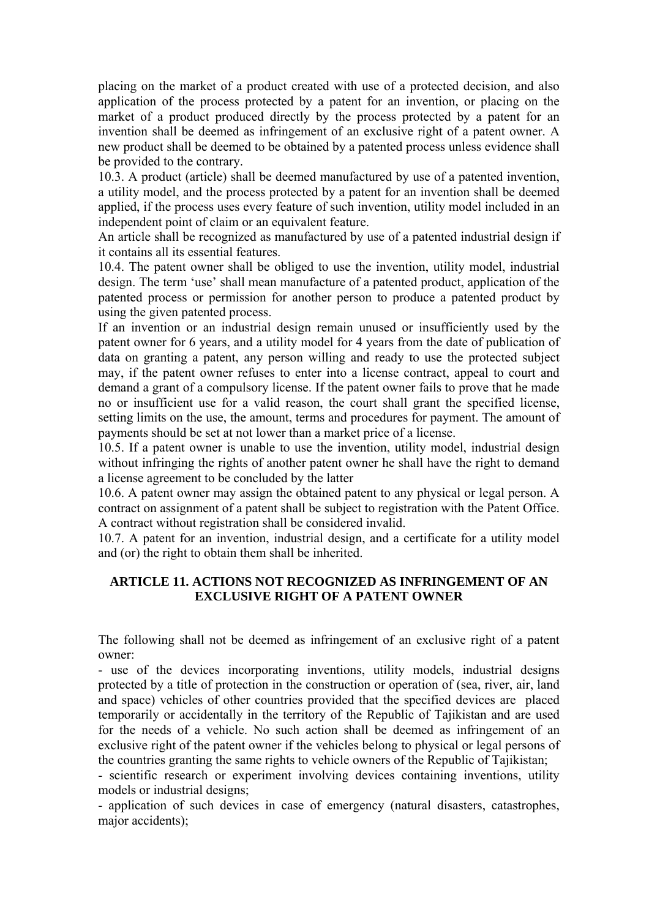placing on the market of a product created with use of a protected decision, and also application of the process protected by a patent for an invention, or placing on the market of a product produced directly by the process protected by a patent for an invention shall be deemed as infringement of an exclusive right of a patent owner. A new product shall be deemed to be obtained by a patented process unless evidence shall be provided to the contrary.

10.3. A product (article) shall be deemed manufactured by use of a patented invention, a utility model, and the process protected by a patent for an invention shall be deemed applied, if the process uses every feature of such invention, utility model included in an independent point of claim or an equivalent feature.

An article shall be recognized as manufactured by use of a patented industrial design if it contains all its essential features.

10.4. The patent owner shall be obliged to use the invention, utility model, industrial design. The term 'use' shall mean manufacture of a patented product, application of the patented process or permission for another person to produce a patented product by using the given patented process.

If an invention or an industrial design remain unused or insufficiently used by the patent owner for 6 years, and a utility model for 4 years from the date of publication of data on granting a patent, any person willing and ready to use the protected subject may, if the patent owner refuses to enter into a license contract, appeal to court and demand a grant of a compulsory license. If the patent owner fails to prove that he made no or insufficient use for a valid reason, the court shall grant the specified license, setting limits on the use, the amount, terms and procedures for payment. The amount of payments should be set at not lower than a market price of a license.

10.5. If a patent owner is unable to use the invention, utility model, industrial design without infringing the rights of another patent owner he shall have the right to demand a license agreement to be concluded by the latter

10.6. A patent owner may assign the obtained patent to any physical or legal person. A contract on assignment of a patent shall be subject to registration with the Patent Office. A contract without registration shall be considered invalid.

10.7. A patent for an invention, industrial design, and a certificate for a utility model and (or) the right to obtain them shall be inherited.

## ARTICLE 11. ACTIONS NOT RECOGNIZED AS INFRINGEMENT OF AN EXCLUSIVE RIGHT OF A PATENT OWNER

The following shall not be deemed as infringement of an exclusive right of a patent owner:

- use of the devices incorporating inventions, utility models, industrial designs protected by a title of protection in the construction or operation of (sea, river, air, land and space) vehicles of other countries provided that the specified devices are placed temporarily or accidentally in the territory of the Republic of Tajikistan and are used for the needs of a vehicle. No such action shall be deemed as infringement of an exclusive right of the patent owner if the vehicles belong to physical or legal persons of the countries granting the same rights to vehicle owners of the Republic of Tajikistan;
- scientific research or experiment involving devices containing inventions, utility models or industrial designs;
- application of such devices in case of emergency (natural disasters, catastrophes, major accidents);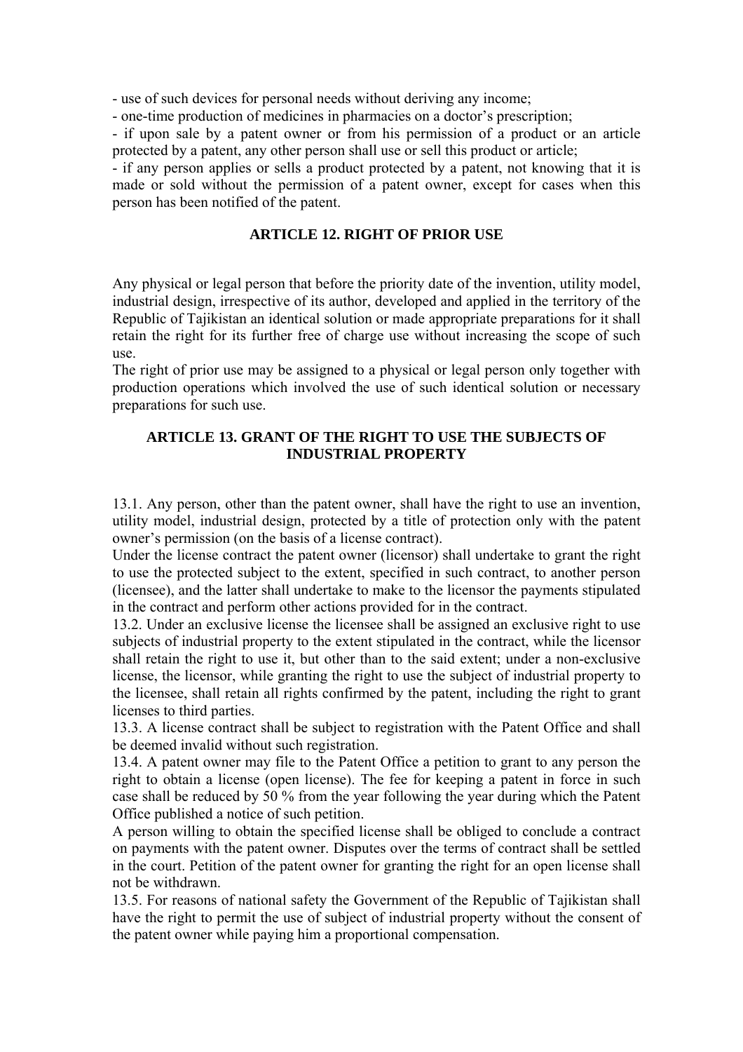- use of such devices for personal needs without deriving any income;
- one-time production of medicines in pharmacies on a doctor's prescription;
- if upon sale by a patent owner or from his permission of a product or an article protected by a patent, any other person shall use or sell this product or article;
- if any person applies or sells a product protected by a patent, not knowing that it is made or sold without the permission of a patent owner, except for cases when this person has been notified of the patent.

## ARTICLE 12. RIGHT OF PRIOR USE

Any physical or legal person that before the priority date of the invention, utility model, industrial design, irrespective of its author, developed and applied in the territory of the Republic of Tajikistan an identical solution or made appropriate preparations for it shall retain the right for its further free of charge use without increasing the scope of such use.

The right of prior use may be assigned to a physical or legal person only together with production operations which involved the use of such identical solution or necessary preparations for such use.

## ARTICLE 13. GRANT OF THE RIGHT TO USE THE SUBJECTS OF INDUSTRIAL PROPERTY

13.1. Any person, other than the patent owner, shall have the right to use an invention, utility model, industrial design, protected by a title of protection only with the patent owner's permission (on the basis of a license contract).

Under the license contract the patent owner (licensor) shall undertake to grant the right to use the protected subject to the extent, specified in such contract, to another person (licensee), and the latter shall undertake to make to the licensor the payments stipulated in the contract and perform other actions provided for in the contract.

13.2. Under an exclusive license the licensee shall be assigned an exclusive right to use subjects of industrial property to the extent stipulated in the contract, while the licensor shall retain the right to use it, but other than to the said extent; under a non-exclusive license, the licensor, while granting the right to use the subject of industrial property to the licensee, shall retain all rights confirmed by the patent, including the right to grant licenses to third parties.

13.3. A license contract shall be subject to registration with the Patent Office and shall be deemed invalid without such registration.

13.4. A patent owner may file to the Patent Office a petition to grant to any person the right to obtain a license (open license). The fee for keeping a patent in force in such case shall be reduced by 50 % from the year following the year during which the Patent Office published a notice of such petition.

A person willing to obtain the specified license shall be obliged to conclude a contract on payments with the patent owner. Disputes over the terms of contract shall be settled in the court. Petition of the patent owner for granting the right for an open license shall not be withdrawn.

13.5. For reasons of national safety the Government of the Republic of Tajikistan shall have the right to permit the use of subject of industrial property without the consent of the patent owner while paying him a proportional compensation.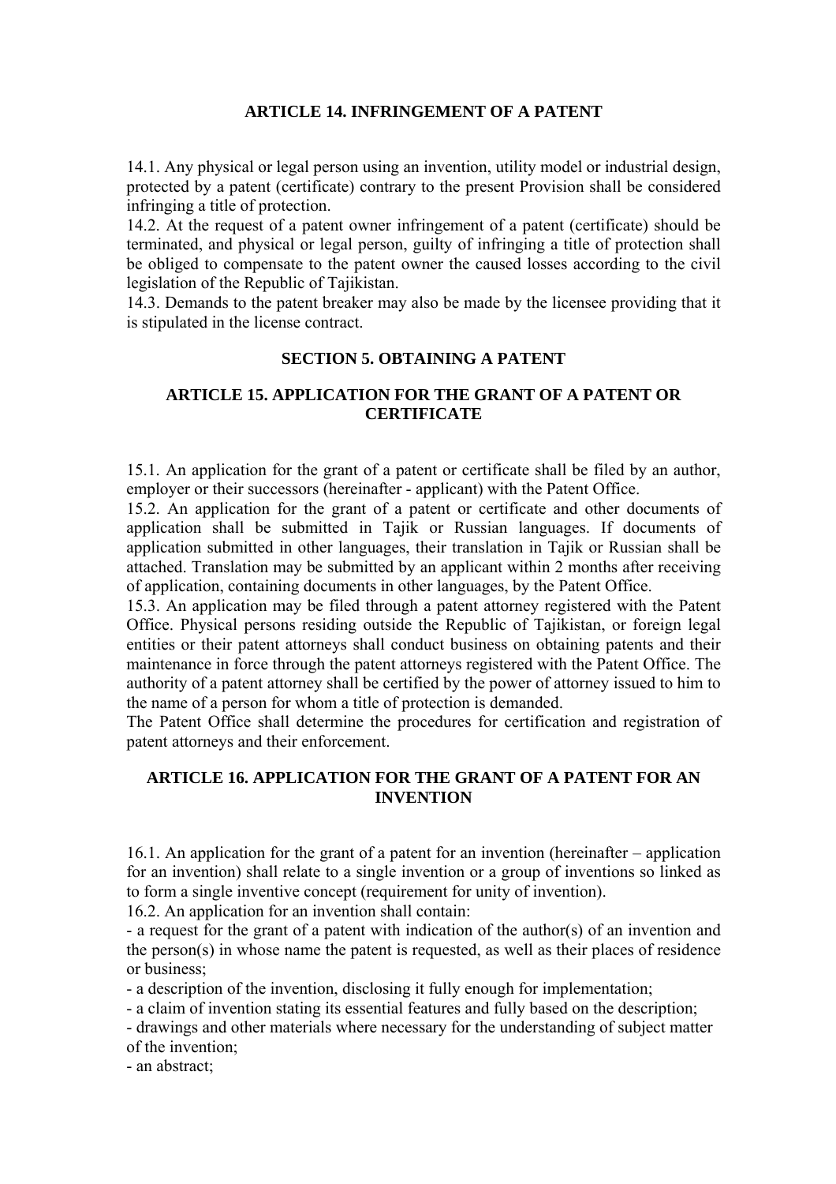### ARTICLE 14. INFRINGEMENT OF A PATENT

14.1. Any physical or legal person using an invention, utility model or industrial design, protected by a patent (certificate) contrary to the present Provision shall be considered infringing a title of protection.
14.2. At the request of a patent owner infringement of a patent (certificate) should be terminated, and physical or legal person, guilty of infringing a title of protection shall be obliged to compensate to the patent owner the caused losses according to the civil legislation of the Republic of Tajikistan.
14.3. Demands to the patent breaker may also be made by the licensee providing that it is stipulated in the license contract.

## SECTION 5. OBTAINING A PATENT

### ARTICLE 15. APPLICATION FOR THE GRANT OF A PATENT OR CERTIFICATE

15.1. An application for the grant of a patent or certificate shall be filed by an author, employer or their successors (hereinafter - applicant) with the Patent Office.
15.2. An application for the grant of a patent or certificate and other documents of application shall be submitted in Tajik or Russian languages. If documents of application submitted in other languages, their translation in Tajik or Russian shall be attached. Translation may be submitted by an applicant within 2 months after receiving of application, containing documents in other languages, by the Patent Office.
15.3. An application may be filed through a patent attorney registered with the Patent Office. Physical persons residing outside the Republic of Tajikistan, or foreign legal entities or their patent attorneys shall conduct business on obtaining patents and their maintenance in force through the patent attorneys registered with the Patent Office. The authority of a patent attorney shall be certified by the power of attorney issued to him to the name of a person for whom a title of protection is demanded.
The Patent Office shall determine the procedures for certification and registration of patent attorneys and their enforcement.

### ARTICLE 16. APPLICATION FOR THE GRANT OF A PATENT FOR AN INVENTION

16.1. An application for the grant of a patent for an invention (hereinafter – application for an invention) shall relate to a single invention or a group of inventions so linked as to form a single inventive concept (requirement for unity of invention).
16.2. An application for an invention shall contain:
- a request for the grant of a patent with indication of the author(s) of an invention and the person(s) in whose name the patent is requested, as well as their places of residence or business;
- a description of the invention, disclosing it fully enough for implementation;
- a claim of invention stating its essential features and fully based on the description;
- drawings and other materials where necessary for the understanding of subject matter of the invention;
- an abstract;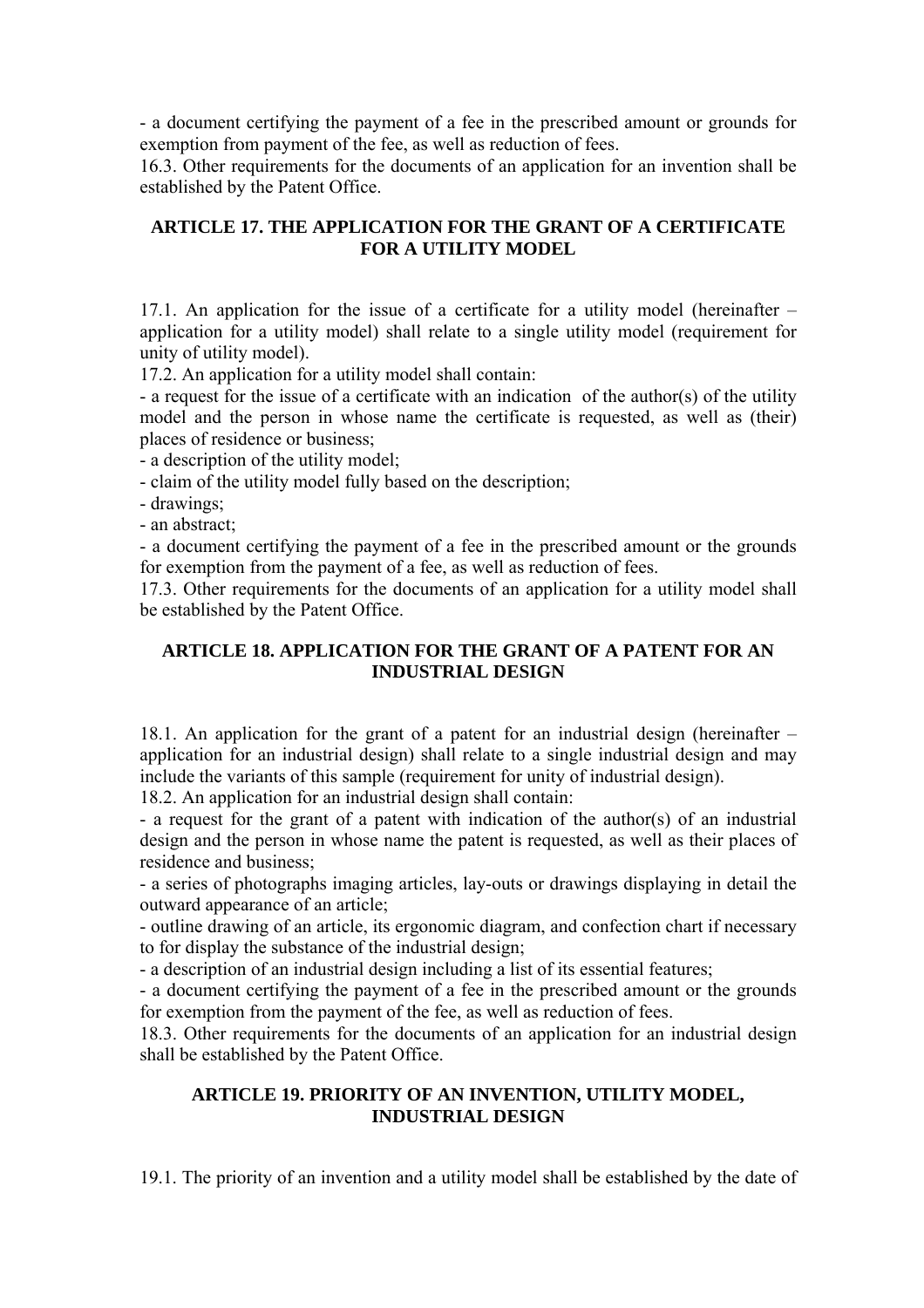- a document certifying the payment of a fee in the prescribed amount or grounds for exemption from payment of the fee, as well as reduction of fees.

16.3. Other requirements for the documents of an application for an invention shall be established by the Patent Office.

## ARTICLE 17. THE APPLICATION FOR THE GRANT OF A CERTIFICATE FOR A UTILITY MODEL

17.1. An application for the issue of a certificate for a utility model (hereinafter – application for a utility model) shall relate to a single utility model (requirement for unity of utility model).

17.2. An application for a utility model shall contain:

- a request for the issue of a certificate with an indication of the author(s) of the utility model and the person in whose name the certificate is requested, as well as (their) places of residence or business;
- a description of the utility model;
- claim of the utility model fully based on the description;
- drawings;
- an abstract;
- a document certifying the payment of a fee in the prescribed amount or the grounds for exemption from the payment of a fee, as well as reduction of fees.

17.3. Other requirements for the documents of an application for a utility model shall be established by the Patent Office.

## ARTICLE 18. APPLICATION FOR THE GRANT OF A PATENT FOR AN INDUSTRIAL DESIGN

18.1. An application for the grant of a patent for an industrial design (hereinafter – application for an industrial design) shall relate to a single industrial design and may include the variants of this sample (requirement for unity of industrial design).

18.2. An application for an industrial design shall contain:

- a request for the grant of a patent with indication of the author(s) of an industrial design and the person in whose name the patent is requested, as well as their places of residence and business;
- a series of photographs imaging articles, lay-outs or drawings displaying in detail the outward appearance of an article;
- outline drawing of an article, its ergonomic diagram, and confection chart if necessary to for display the substance of the industrial design;
- a description of an industrial design including a list of its essential features;
- a document certifying the payment of a fee in the prescribed amount or the grounds for exemption from the payment of the fee, as well as reduction of fees.

18.3. Other requirements for the documents of an application for an industrial design shall be established by the Patent Office.

## ARTICLE 19. PRIORITY OF AN INVENTION, UTILITY MODEL, INDUSTRIAL DESIGN

19.1. The priority of an invention and a utility model shall be established by the date of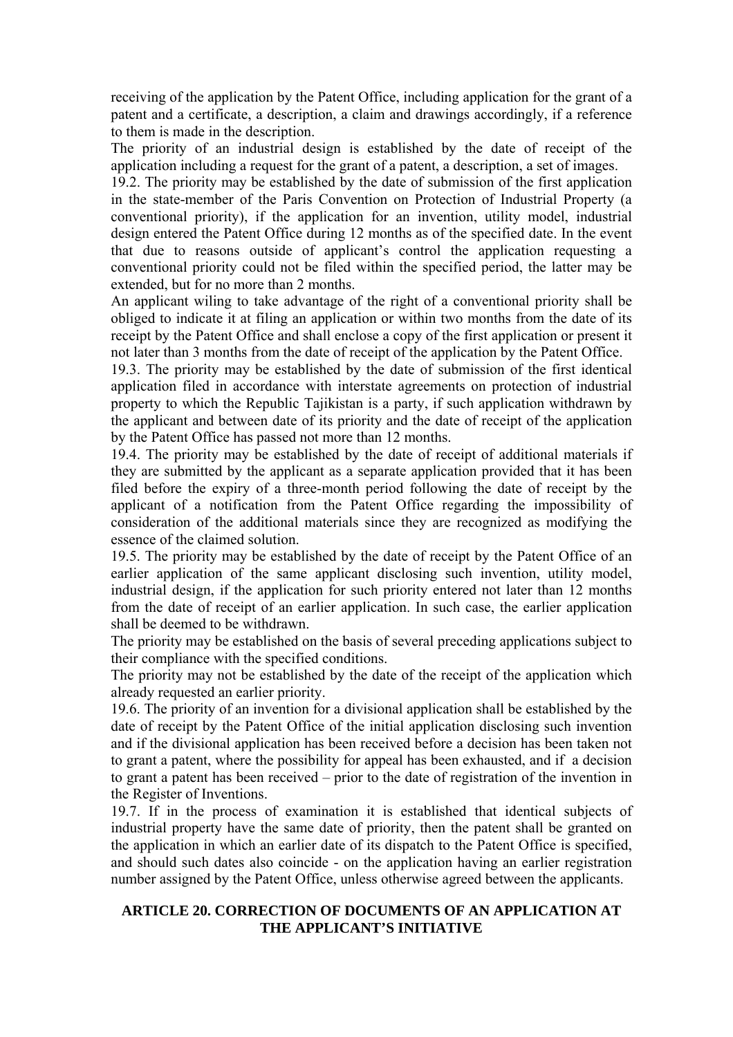receiving of the application by the Patent Office, including application for the grant of a patent and a certificate, a description, a claim and drawings accordingly, if a reference to them is made in the description.

The priority of an industrial design is established by the date of receipt of the application including a request for the grant of a patent, a description, a set of images.

19.2. The priority may be established by the date of submission of the first application in the state-member of the Paris Convention on Protection of Industrial Property (a conventional priority), if the application for an invention, utility model, industrial design entered the Patent Office during 12 months as of the specified date. In the event that due to reasons outside of applicant's control the application requesting a conventional priority could not be filed within the specified period, the latter may be extended, but for no more than 2 months.

An applicant wiling to take advantage of the right of a conventional priority shall be obliged to indicate it at filing an application or within two months from the date of its receipt by the Patent Office and shall enclose a copy of the first application or present it not later than 3 months from the date of receipt of the application by the Patent Office.

19.3. The priority may be established by the date of submission of the first identical application filed in accordance with interstate agreements on protection of industrial property to which the Republic Tajikistan is a party, if such application withdrawn by the applicant and between date of its priority and the date of receipt of the application by the Patent Office has passed not more than 12 months.

19.4. The priority may be established by the date of receipt of additional materials if they are submitted by the applicant as a separate application provided that it has been filed before the expiry of a three-month period following the date of receipt by the applicant of a notification from the Patent Office regarding the impossibility of consideration of the additional materials since they are recognized as modifying the essence of the claimed solution.

19.5. The priority may be established by the date of receipt by the Patent Office of an earlier application of the same applicant disclosing such invention, utility model, industrial design, if the application for such priority entered not later than 12 months from the date of receipt of an earlier application. In such case, the earlier application shall be deemed to be withdrawn.

The priority may be established on the basis of several preceding applications subject to their compliance with the specified conditions.

The priority may not be established by the date of the receipt of the application which already requested an earlier priority.

19.6. The priority of an invention for a divisional application shall be established by the date of receipt by the Patent Office of the initial application disclosing such invention and if the divisional application has been received before a decision has been taken not to grant a patent, where the possibility for appeal has been exhausted, and if a decision to grant a patent has been received – prior to the date of registration of the invention in the Register of Inventions.

19.7. If in the process of examination it is established that identical subjects of industrial property have the same date of priority, then the patent shall be granted on the application in which an earlier date of its dispatch to the Patent Office is specified, and should such dates also coincide - on the application having an earlier registration number assigned by the Patent Office, unless otherwise agreed between the applicants.

## ARTICLE 20. CORRECTION OF DOCUMENTS OF AN APPLICATION AT THE APPLICANT'S INITIATIVE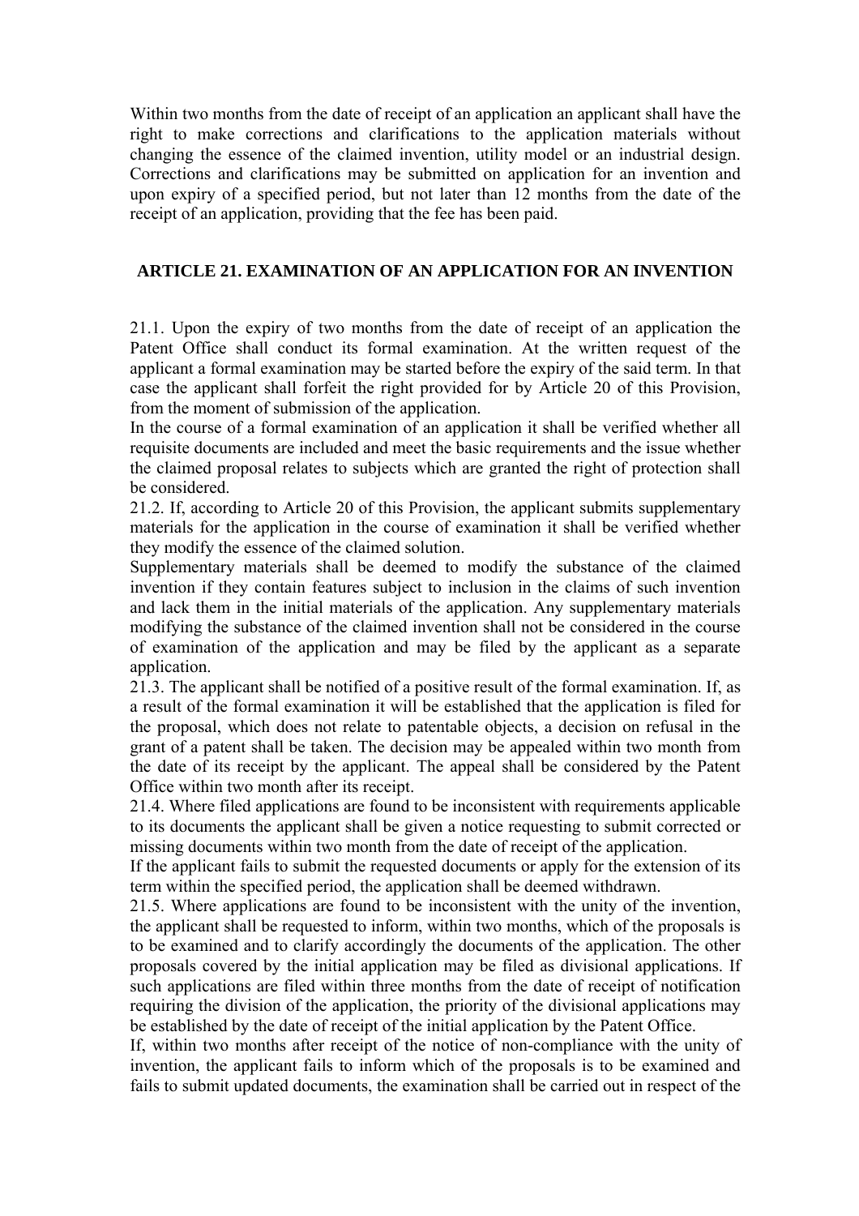Within two months from the date of receipt of an application an applicant shall have the right to make corrections and clarifications to the application materials without changing the essence of the claimed invention, utility model or an industrial design. Corrections and clarifications may be submitted on application for an invention and upon expiry of a specified period, but not later than 12 months from the date of the receipt of an application, providing that the fee has been paid.

## ARTICLE 21. EXAMINATION OF AN APPLICATION FOR AN INVENTION

21.1. Upon the expiry of two months from the date of receipt of an application the Patent Office shall conduct its formal examination. At the written request of the applicant a formal examination may be started before the expiry of the said term. In that case the applicant shall forfeit the right provided for by Article 20 of this Provision, from the moment of submission of the application.

In the course of a formal examination of an application it shall be verified whether all requisite documents are included and meet the basic requirements and the issue whether the claimed proposal relates to subjects which are granted the right of protection shall be considered.

21.2. If, according to Article 20 of this Provision, the applicant submits supplementary materials for the application in the course of examination it shall be verified whether they modify the essence of the claimed solution.

Supplementary materials shall be deemed to modify the substance of the claimed invention if they contain features subject to inclusion in the claims of such invention and lack them in the initial materials of the application. Any supplementary materials modifying the substance of the claimed invention shall not be considered in the course of examination of the application and may be filed by the applicant as a separate application.

21.3. The applicant shall be notified of a positive result of the formal examination. If, as a result of the formal examination it will be established that the application is filed for the proposal, which does not relate to patentable objects, a decision on refusal in the grant of a patent shall be taken. The decision may be appealed within two month from the date of its receipt by the applicant. The appeal shall be considered by the Patent Office within two month after its receipt.

21.4. Where filed applications are found to be inconsistent with requirements applicable to its documents the applicant shall be given a notice requesting to submit corrected or missing documents within two month from the date of receipt of the application.

If the applicant fails to submit the requested documents or apply for the extension of its term within the specified period, the application shall be deemed withdrawn.

21.5. Where applications are found to be inconsistent with the unity of the invention, the applicant shall be requested to inform, within two months, which of the proposals is to be examined and to clarify accordingly the documents of the application. The other proposals covered by the initial application may be filed as divisional applications. If such applications are filed within three months from the date of receipt of notification requiring the division of the application, the priority of the divisional applications may be established by the date of receipt of the initial application by the Patent Office.

If, within two months after receipt of the notice of non-compliance with the unity of invention, the applicant fails to inform which of the proposals is to be examined and fails to submit updated documents, the examination shall be carried out in respect of the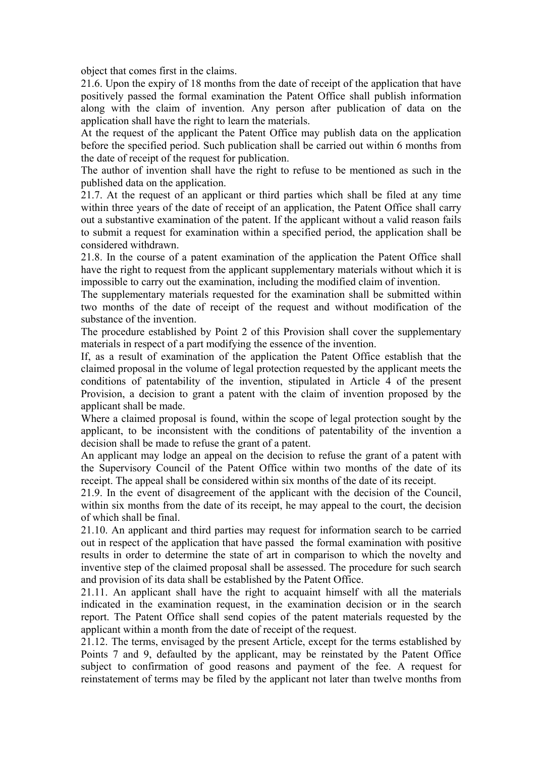object that comes first in the claims.

21.6. Upon the expiry of 18 months from the date of receipt of the application that have positively passed the formal examination the Patent Office shall publish information along with the claim of invention. Any person after publication of data on the application shall have the right to learn the materials.

At the request of the applicant the Patent Office may publish data on the application before the specified period. Such publication shall be carried out within 6 months from the date of receipt of the request for publication.

The author of invention shall have the right to refuse to be mentioned as such in the published data on the application.

21.7. At the request of an applicant or third parties which shall be filed at any time within three years of the date of receipt of an application, the Patent Office shall carry out a substantive examination of the patent. If the applicant without a valid reason fails to submit a request for examination within a specified period, the application shall be considered withdrawn.

21.8. In the course of a patent examination of the application the Patent Office shall have the right to request from the applicant supplementary materials without which it is impossible to carry out the examination, including the modified claim of invention.

The supplementary materials requested for the examination shall be submitted within two months of the date of receipt of the request and without modification of the substance of the invention.

The procedure established by Point 2 of this Provision shall cover the supplementary materials in respect of a part modifying the essence of the invention.

If, as a result of examination of the application the Patent Office establish that the claimed proposal in the volume of legal protection requested by the applicant meets the conditions of patentability of the invention, stipulated in Article 4 of the present Provision, a decision to grant a patent with the claim of invention proposed by the applicant shall be made.

Where a claimed proposal is found, within the scope of legal protection sought by the applicant, to be inconsistent with the conditions of patentability of the invention a decision shall be made to refuse the grant of a patent.

An applicant may lodge an appeal on the decision to refuse the grant of a patent with the Supervisory Council of the Patent Office within two months of the date of its receipt. The appeal shall be considered within six months of the date of its receipt.

21.9. In the event of disagreement of the applicant with the decision of the Council, within six months from the date of its receipt, he may appeal to the court, the decision of which shall be final.

21.10. An applicant and third parties may request for information search to be carried out in respect of the application that have passed the formal examination with positive results in order to determine the state of art in comparison to which the novelty and inventive step of the claimed proposal shall be assessed. The procedure for such search and provision of its data shall be established by the Patent Office.

21.11. An applicant shall have the right to acquaint himself with all the materials indicated in the examination request, in the examination decision or in the search report. The Patent Office shall send copies of the patent materials requested by the applicant within a month from the date of receipt of the request.

21.12. The terms, envisaged by the present Article, except for the terms established by Points 7 and 9, defaulted by the applicant, may be reinstated by the Patent Office subject to confirmation of good reasons and payment of the fee. A request for reinstatement of terms may be filed by the applicant not later than twelve months from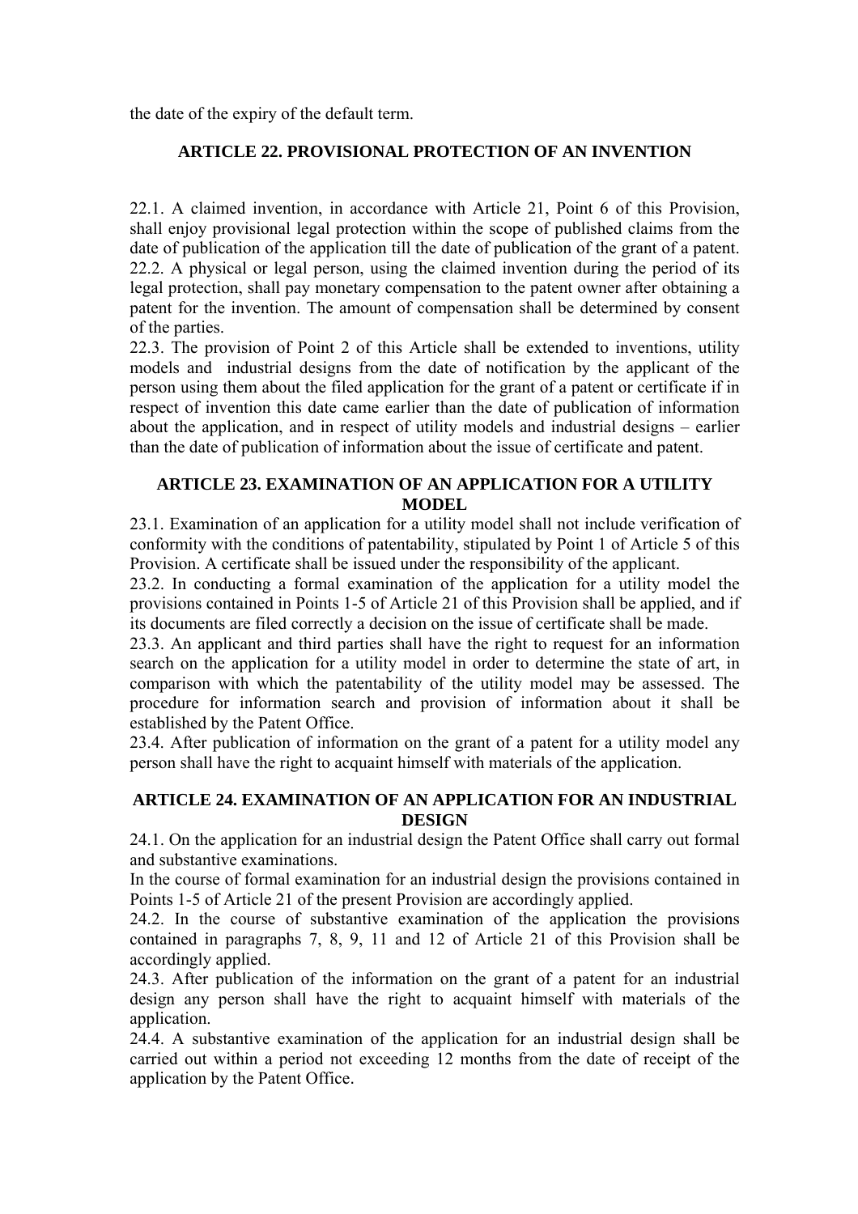the date of the expiry of the default term.

## ARTICLE 22. PROVISIONAL PROTECTION OF AN INVENTION

22.1. A claimed invention, in accordance with Article 21, Point 6 of this Provision, shall enjoy provisional legal protection within the scope of published claims from the date of publication of the application till the date of publication of the grant of a patent.
22.2. A physical or legal person, using the claimed invention during the period of its legal protection, shall pay monetary compensation to the patent owner after obtaining a patent for the invention. The amount of compensation shall be determined by consent of the parties.
22.3. The provision of Point 2 of this Article shall be extended to inventions, utility models and industrial designs from the date of notification by the applicant of the person using them about the filed application for the grant of a patent or certificate if in respect of invention this date came earlier than the date of publication of information about the application, and in respect of utility models and industrial designs – earlier than the date of publication of information about the issue of certificate and patent.

## ARTICLE 23. EXAMINATION OF AN APPLICATION FOR A UTILITY MODEL

23.1. Examination of an application for a utility model shall not include verification of conformity with the conditions of patentability, stipulated by Point 1 of Article 5 of this Provision. A certificate shall be issued under the responsibility of the applicant.
23.2. In conducting a formal examination of the application for a utility model the provisions contained in Points 1-5 of Article 21 of this Provision shall be applied, and if its documents are filed correctly a decision on the issue of certificate shall be made.
23.3. An applicant and third parties shall have the right to request for an information search on the application for a utility model in order to determine the state of art, in comparison with which the patentability of the utility model may be assessed. The procedure for information search and provision of information about it shall be established by the Patent Office.
23.4. After publication of information on the grant of a patent for a utility model any person shall have the right to acquaint himself with materials of the application.

## ARTICLE 24. EXAMINATION OF AN APPLICATION FOR AN INDUSTRIAL DESIGN

24.1. On the application for an industrial design the Patent Office shall carry out formal and substantive examinations.
In the course of formal examination for an industrial design the provisions contained in Points 1-5 of Article 21 of the present Provision are accordingly applied.
24.2. In the course of substantive examination of the application the provisions contained in paragraphs 7, 8, 9, 11 and 12 of Article 21 of this Provision shall be accordingly applied.
24.3. After publication of the information on the grant of a patent for an industrial design any person shall have the right to acquaint himself with materials of the application.
24.4. A substantive examination of the application for an industrial design shall be carried out within a period not exceeding 12 months from the date of receipt of the application by the Patent Office.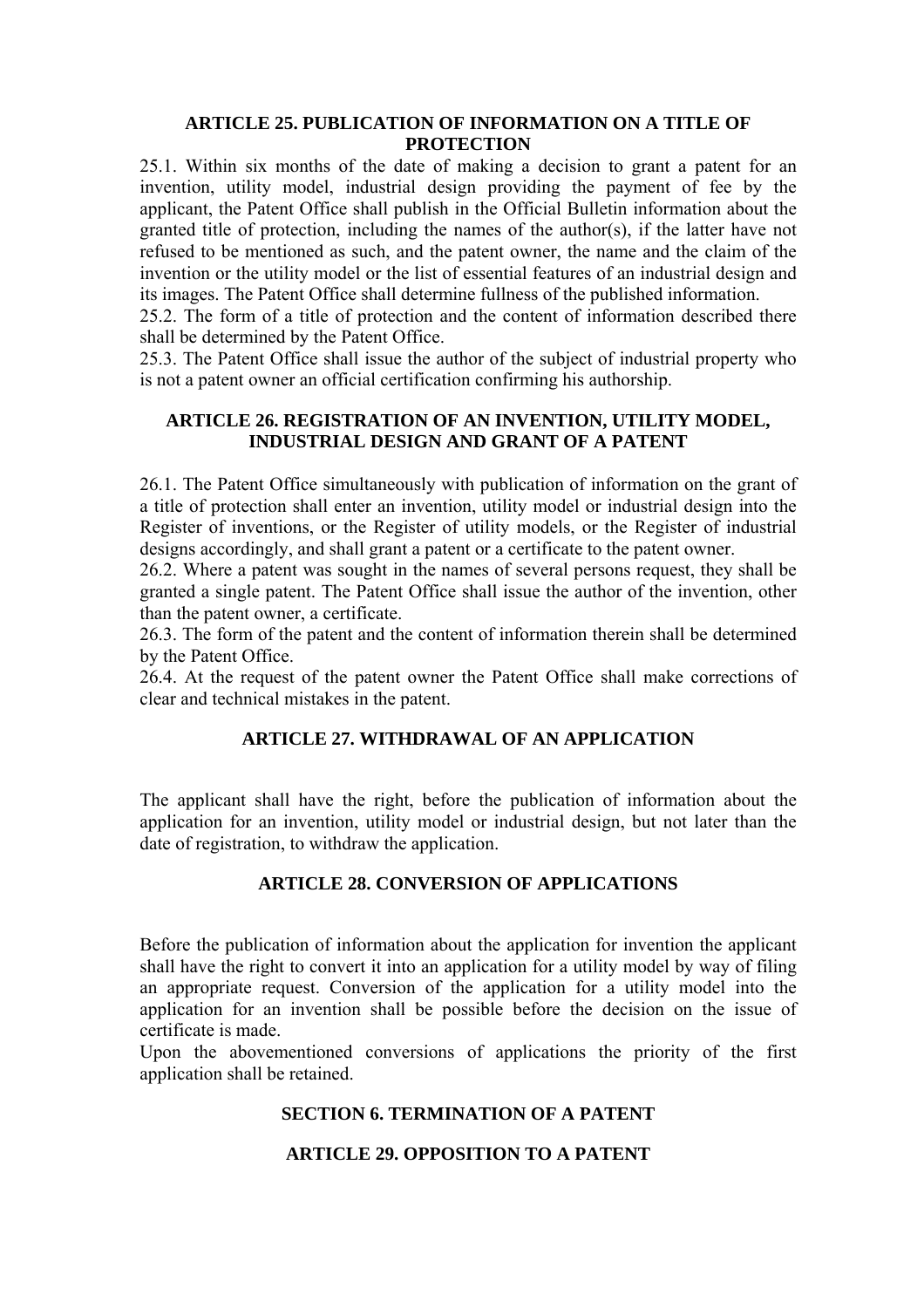### ARTICLE 25. PUBLICATION OF INFORMATION ON A TITLE OF PROTECTION

25.1. Within six months of the date of making a decision to grant a patent for an invention, utility model, industrial design providing the payment of fee by the applicant, the Patent Office shall publish in the Official Bulletin information about the granted title of protection, including the names of the author(s), if the latter have not refused to be mentioned as such, and the patent owner, the name and the claim of the invention or the utility model or the list of essential features of an industrial design and its images. The Patent Office shall determine fullness of the published information.

25.2. The form of a title of protection and the content of information described there shall be determined by the Patent Office.

25.3. The Patent Office shall issue the author of the subject of industrial property who is not a patent owner an official certification confirming his authorship.

### ARTICLE 26. REGISTRATION OF AN INVENTION, UTILITY MODEL, INDUSTRIAL DESIGN AND GRANT OF A PATENT

26.1. The Patent Office simultaneously with publication of information on the grant of a title of protection shall enter an invention, utility model or industrial design into the Register of inventions, or the Register of utility models, or the Register of industrial designs accordingly, and shall grant a patent or a certificate to the patent owner.

26.2. Where a patent was sought in the names of several persons request, they shall be granted a single patent. The Patent Office shall issue the author of the invention, other than the patent owner, a certificate.

26.3. The form of the patent and the content of information therein shall be determined by the Patent Office.

26.4. At the request of the patent owner the Patent Office shall make corrections of clear and technical mistakes in the patent.

### ARTICLE 27. WITHDRAWAL OF AN APPLICATION

The applicant shall have the right, before the publication of information about the application for an invention, utility model or industrial design, but not later than the date of registration, to withdraw the application.

### ARTICLE 28. CONVERSION OF APPLICATIONS

Before the publication of information about the application for invention the applicant shall have the right to convert it into an application for a utility model by way of filing an appropriate request. Conversion of the application for a utility model into the application for an invention shall be possible before the decision on the issue of certificate is made.

Upon the abovementioned conversions of applications the priority of the first application shall be retained.

## SECTION 6. TERMINATION OF A PATENT

### ARTICLE 29. OPPOSITION TO A PATENT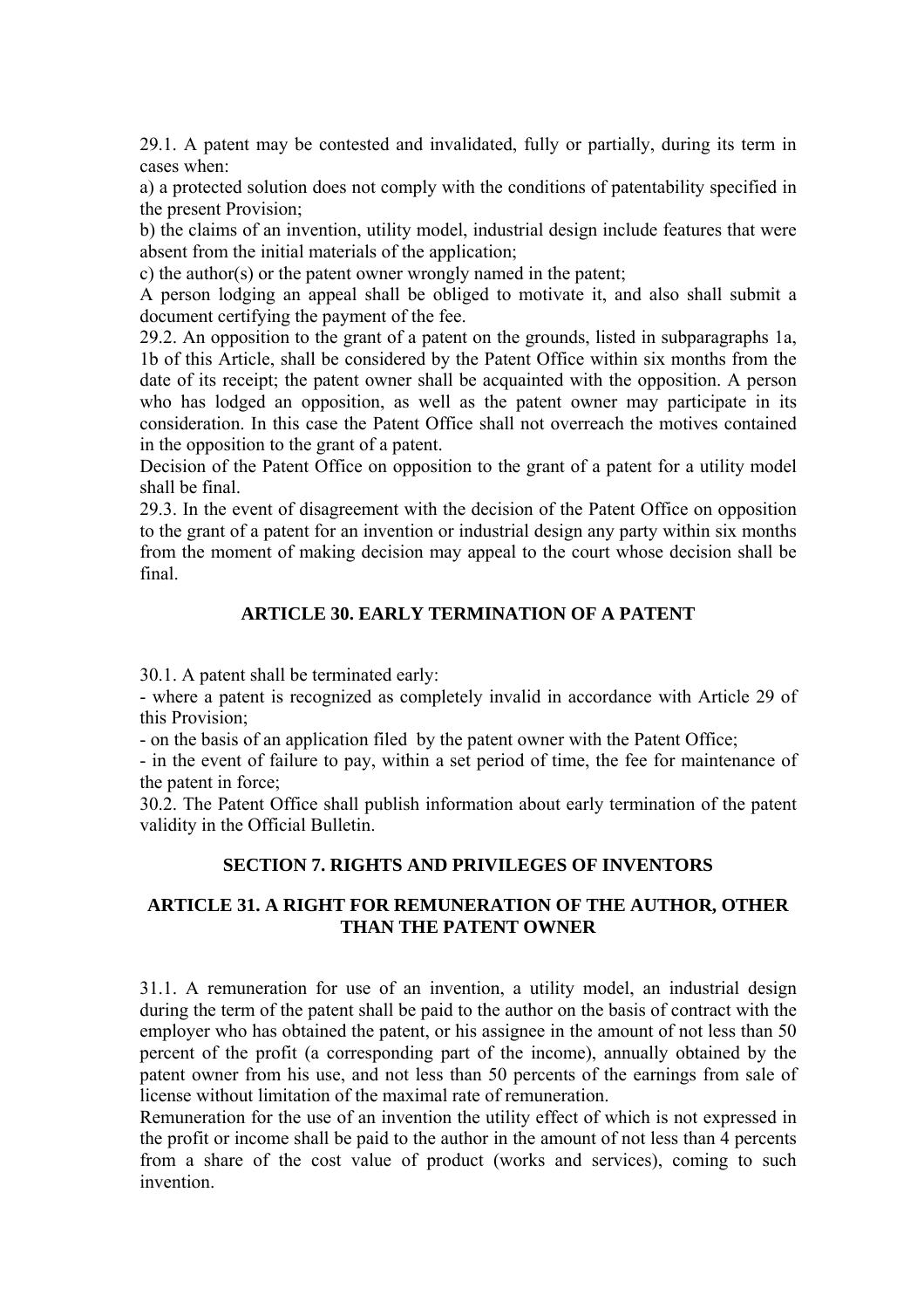29.1. A patent may be contested and invalidated, fully or partially, during its term in cases when:

a) a protected solution does not comply with the conditions of patentability specified in the present Provision;

b) the claims of an invention, utility model, industrial design include features that were absent from the initial materials of the application;

c) the author(s) or the patent owner wrongly named in the patent;

A person lodging an appeal shall be obliged to motivate it, and also shall submit a document certifying the payment of the fee.

29.2. An opposition to the grant of a patent on the grounds, listed in subparagraphs 1a, 1b of this Article, shall be considered by the Patent Office within six months from the date of its receipt; the patent owner shall be acquainted with the opposition. A person who has lodged an opposition, as well as the patent owner may participate in its consideration. In this case the Patent Office shall not overreach the motives contained in the opposition to the grant of a patent.

Decision of the Patent Office on opposition to the grant of a patent for a utility model shall be final.

29.3. In the event of disagreement with the decision of the Patent Office on opposition to the grant of a patent for an invention or industrial design any party within six months from the moment of making decision may appeal to the court whose decision shall be final.

## ARTICLE 30. EARLY TERMINATION OF A PATENT

30.1. A patent shall be terminated early:

- where a patent is recognized as completely invalid in accordance with Article 29 of this Provision;
- on the basis of an application filed by the patent owner with the Patent Office;
- in the event of failure to pay, within a set period of time, the fee for maintenance of the patent in force;

30.2. The Patent Office shall publish information about early termination of the patent validity in the Official Bulletin.

## SECTION 7. RIGHTS AND PRIVILEGES OF INVENTORS

## ARTICLE 31. A RIGHT FOR REMUNERATION OF THE AUTHOR, OTHER THAN THE PATENT OWNER

31.1. A remuneration for use of an invention, a utility model, an industrial design during the term of the patent shall be paid to the author on the basis of contract with the employer who has obtained the patent, or his assignee in the amount of not less than 50 percent of the profit (a corresponding part of the income), annually obtained by the patent owner from his use, and not less than 50 percents of the earnings from sale of license without limitation of the maximal rate of remuneration.

Remuneration for the use of an invention the utility effect of which is not expressed in the profit or income shall be paid to the author in the amount of not less than 4 percents from a share of the cost value of product (works and services), coming to such invention.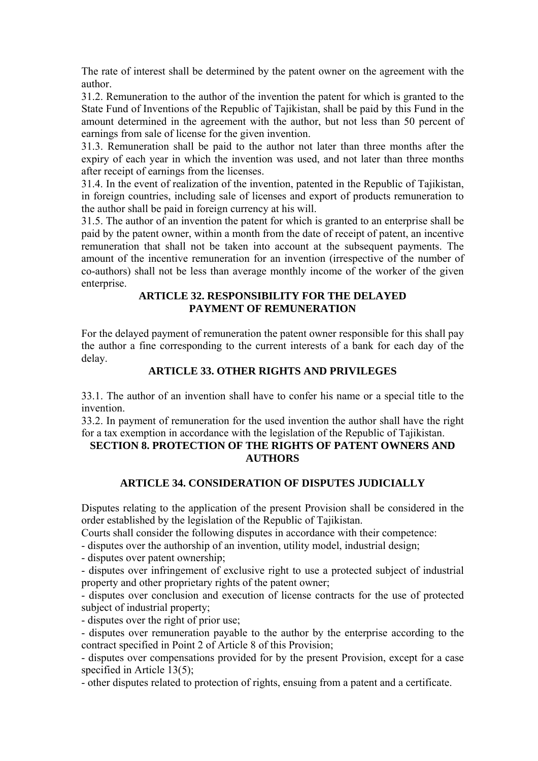The rate of interest shall be determined by the patent owner on the agreement with the author.

31.2. Remuneration to the author of the invention the patent for which is granted to the State Fund of Inventions of the Republic of Tajikistan, shall be paid by this Fund in the amount determined in the agreement with the author, but not less than 50 percent of earnings from sale of license for the given invention.

31.3. Remuneration shall be paid to the author not later than three months after the expiry of each year in which the invention was used, and not later than three months after receipt of earnings from the licenses.

31.4. In the event of realization of the invention, patented in the Republic of Tajikistan, in foreign countries, including sale of licenses and export of products remuneration to the author shall be paid in foreign currency at his will.

31.5. The author of an invention the patent for which is granted to an enterprise shall be paid by the patent owner, within a month from the date of receipt of patent, an incentive remuneration that shall not be taken into account at the subsequent payments. The amount of the incentive remuneration for an invention (irrespective of the number of co-authors) shall not be less than average monthly income of the worker of the given enterprise.

### ARTICLE 32. RESPONSIBILITY FOR THE DELAYED PAYMENT OF REMUNERATION

For the delayed payment of remuneration the patent owner responsible for this shall pay the author a fine corresponding to the current interests of a bank for each day of the delay.

### ARTICLE 33. OTHER RIGHTS AND PRIVILEGES

33.1. The author of an invention shall have to confer his name or a special title to the invention.

33.2. In payment of remuneration for the used invention the author shall have the right for a tax exemption in accordance with the legislation of the Republic of Tajikistan.

## SECTION 8. PROTECTION OF THE RIGHTS OF PATENT OWNERS AND AUTHORS

### ARTICLE 34. CONSIDERATION OF DISPUTES JUDICIALLY

Disputes relating to the application of the present Provision shall be considered in the order established by the legislation of the Republic of Tajikistan.

Courts shall consider the following disputes in accordance with their competence:

- disputes over the authorship of an invention, utility model, industrial design;
- disputes over patent ownership;
- disputes over infringement of exclusive right to use a protected subject of industrial property and other proprietary rights of the patent owner;
- disputes over conclusion and execution of license contracts for the use of protected subject of industrial property;
- disputes over the right of prior use;
- disputes over remuneration payable to the author by the enterprise according to the contract specified in Point 2 of Article 8 of this Provision;
- disputes over compensations provided for by the present Provision, except for a case specified in Article 13(5);
- other disputes related to protection of rights, ensuing from a patent and a certificate.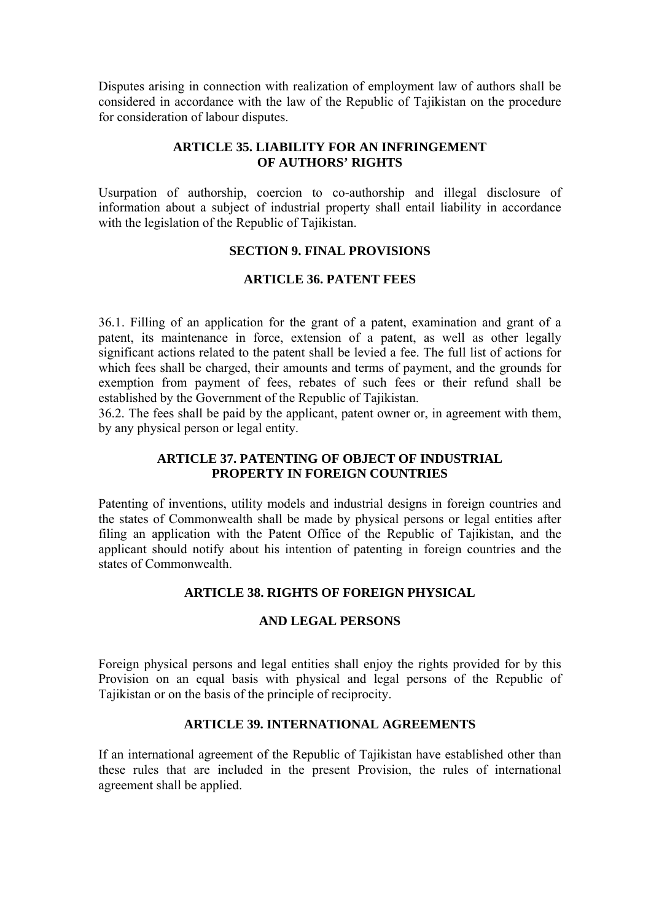Disputes arising in connection with realization of employment law of authors shall be considered in accordance with the law of the Republic of Tajikistan on the procedure for consideration of labour disputes.

### ARTICLE 35. LIABILITY FOR AN INFRINGEMENT OF AUTHORS' RIGHTS

Usurpation of authorship, coercion to co-authorship and illegal disclosure of information about a subject of industrial property shall entail liability in accordance with the legislation of the Republic of Tajikistan.

## SECTION 9. FINAL PROVISIONS

### ARTICLE 36. PATENT FEES

36.1. Filling of an application for the grant of a patent, examination and grant of a patent, its maintenance in force, extension of a patent, as well as other legally significant actions related to the patent shall be levied a fee. The full list of actions for which fees shall be charged, their amounts and terms of payment, and the grounds for exemption from payment of fees, rebates of such fees or their refund shall be established by the Government of the Republic of Tajikistan.
36.2. The fees shall be paid by the applicant, patent owner or, in agreement with them, by any physical person or legal entity.

### ARTICLE 37. PATENTING OF OBJECT OF INDUSTRIAL PROPERTY IN FOREIGN COUNTRIES

Patenting of inventions, utility models and industrial designs in foreign countries and the states of Commonwealth shall be made by physical persons or legal entities after filing an application with the Patent Office of the Republic of Tajikistan, and the applicant should notify about his intention of patenting in foreign countries and the states of Commonwealth.

### ARTICLE 38. RIGHTS OF FOREIGN PHYSICAL AND LEGAL PERSONS

Foreign physical persons and legal entities shall enjoy the rights provided for by this Provision on an equal basis with physical and legal persons of the Republic of Tajikistan or on the basis of the principle of reciprocity.

### ARTICLE 39. INTERNATIONAL AGREEMENTS

If an international agreement of the Republic of Tajikistan have established other than these rules that are included in the present Provision, the rules of international agreement shall be applied.